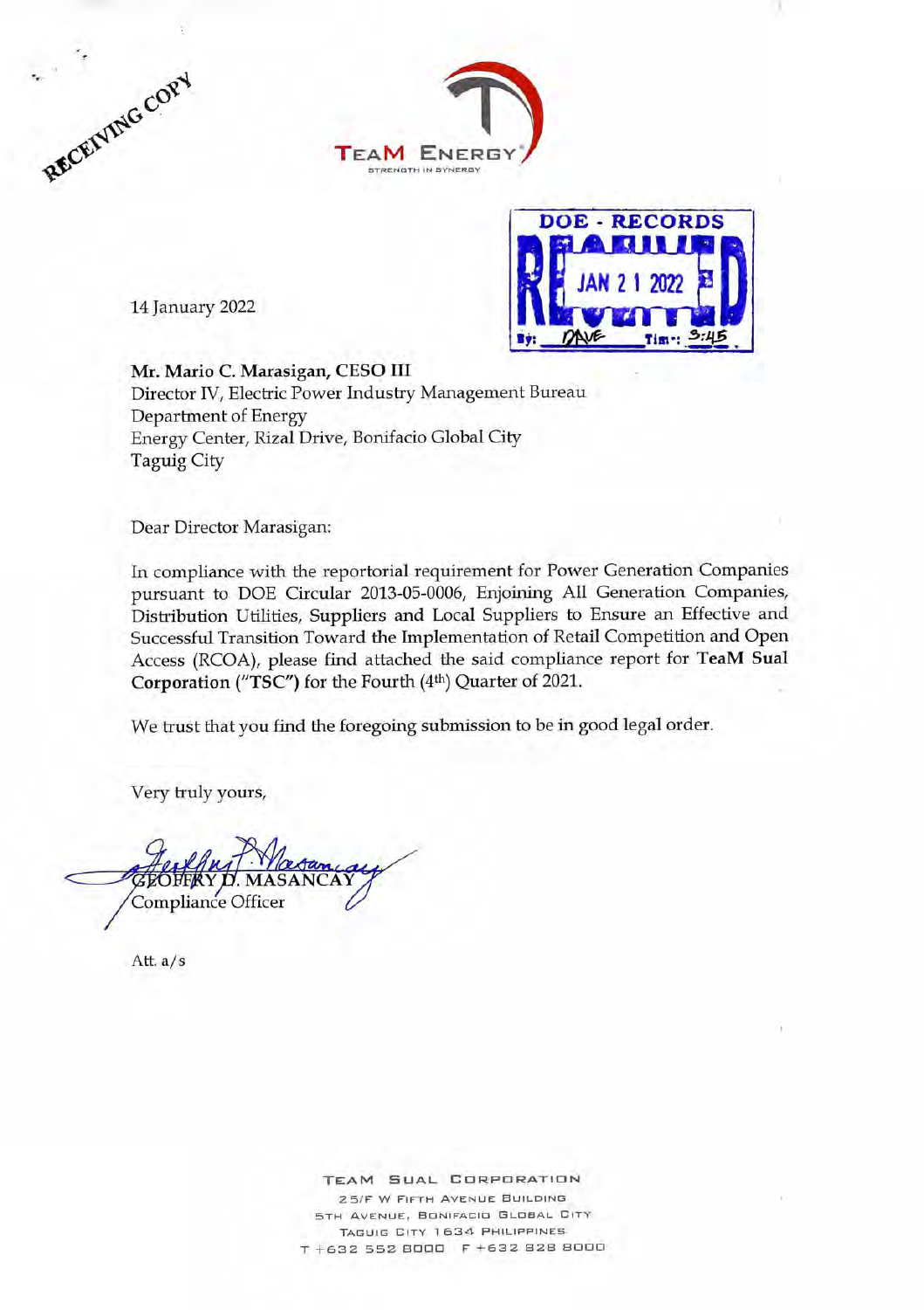RECEIVING COPY

TEAM ENERGY
STRENGTH IN SYNERGY

DOE - RECORDS
RECEIVED
JAN 21 2022
By: DAVE Time: 3:45

14 January 2022

**Mr. Mario C. Marasigan, CESO III**
Director IV, Electric Power Industry Management Bureau
Department of Energy
Energy Center, Rizal Drive, Bonifacio Global City
Taguig City

Dear Director Marasigan:

In compliance with the reportorial requirement for Power Generation Companies pursuant to DOE Circular 2013-05-0006, Enjoining All Generation Companies, Distribution Utilities, Suppliers and Local Suppliers to Ensure an Effective and Successful Transition Toward the Implementation of Retail Competition and Open Access (RCOA), please find attached the said compliance report for **TeaM Sual Corporation ("TSC")** for the Fourth (4th) Quarter of 2021.

We trust that you find the foregoing submission to be in good legal order.

Very truly yours,

GEOFFRY D. MASANCAY
Compliance Officer

Att. a/s

TEAM SUAL CORPORATION
25/F W FIFTH AVENUE BUILDING
5TH AVENUE, BONIFACIO GLOBAL CITY
TAGUIG CITY 1634 PHILIPPINES
T +632 552 8000 F +632 828 8000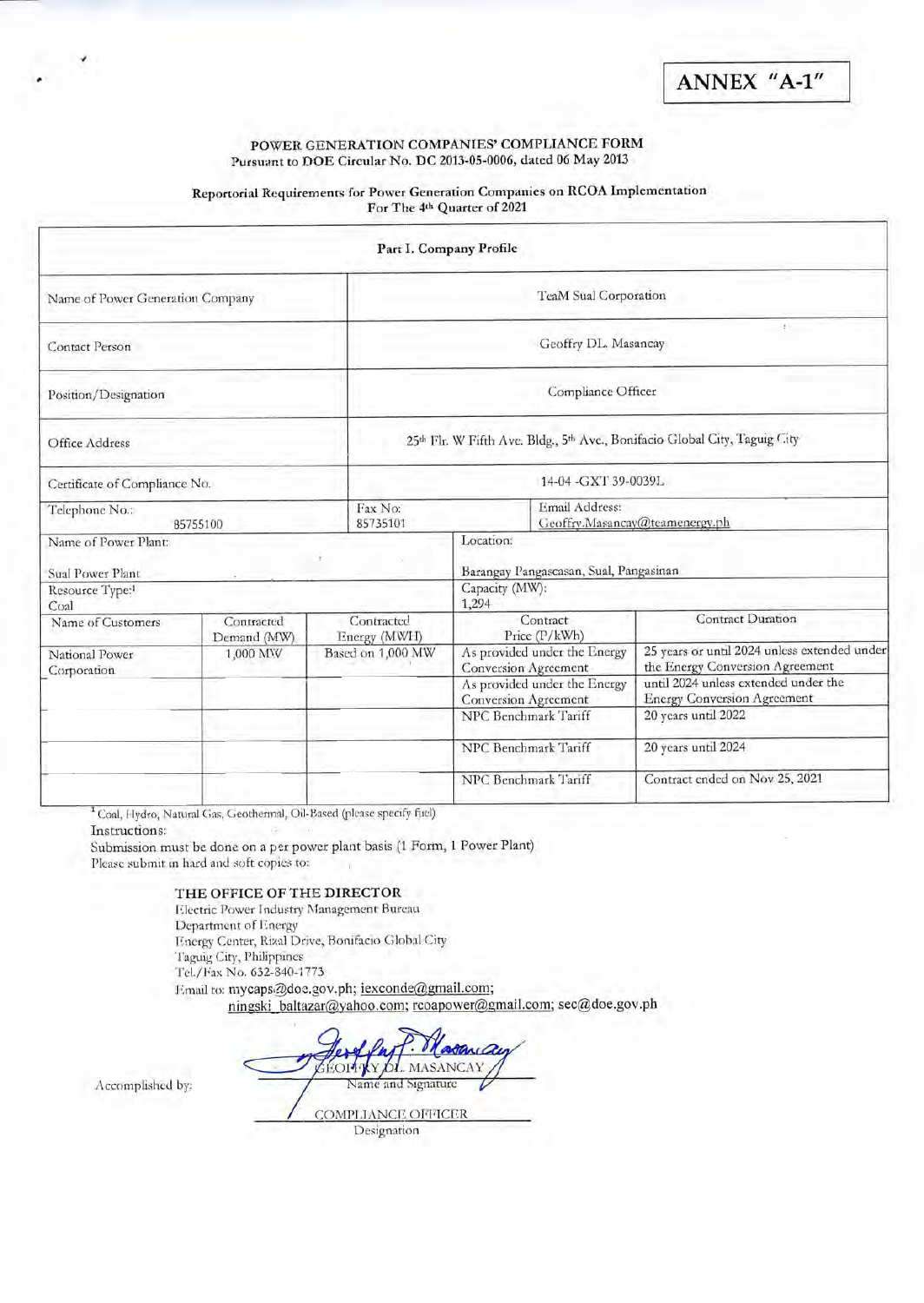# ANNEX "A-1"

**POWER GENERATION COMPANIES' COMPLIANCE FORM**
Pursuant to DOE Circular No. DC 2013-05-0006, dated 06 May 2013

**Reportorial Requirements for Power Generation Companies on RCOA Implementation**
For The 4th Quarter of 2021

| Part I. Company Profile | | | | |
|---|---|---|---|---|
| Name of Power Generation Company | | | TeaM Sual Corporation | |
| Contact Person | | | Geoffry DL. Masancay | |
| Position/Designation | | | Compliance Officer | |
| Office Address | | | 25th Flr. W Fifth Ave. Bldg., 5th Ave., Bonifacio Global City, Taguig City | |
| Certificate of Compliance No. | | | 14-04 -GXT 39-0039L | |
| Telephone No.: 85755100 | | Fax No: 85735101 | Email Address: Geoffry.Masancay@teamenergy.ph | |
| Name of Power Plant: Sual Power Plant | | | Location: Barangay Pangascasan, Sual, Pangasinan | |
| Resource Type:[1] Coal | | | Capacity (MW): 1,294 | |
| Name of Customers | Contracted Demand (MW) | Contracted Energy (MWH) | Contract Price (P/kWh) | Contract Duration |
| National Power Corporation | 1,000 MW | Based on 1,000 MW | As provided under the Energy Conversion Agreement | 25 years or until 2024 unless extended under the Energy Conversion Agreement |
| | | | As provided under the Energy Conversion Agreement | until 2024 unless extended under the Energy Conversion Agreement |
| | | | NPC Benchmark Tariff | 20 years until 2022 |
| | | | NPC Benchmark Tariff | 20 years until 2024 |
| | | | NPC Benchmark Tariff | Contract ended on Nov 25, 2021 |

[1] Coal, Hydro, Natural Gas, Geothermal, Oil-Based (please specify fuel)

Instructions:
Submission must be done on a per power plant basis (1 Form, 1 Power Plant)
Please submit in hard and soft copies to:

**THE OFFICE OF THE DIRECTOR**
Electric Power Industry Management Bureau
Department of Energy
Energy Center, Rizal Drive, Bonifacio Global City
Taguig City, Philippines
Tel./Fax No. 632-840-1773
Email to: mycaps@doe.gov.ph; iexconde@gmail.com; ningski_baltazar@yahoo.com; rcoapower@gmail.com; sec@doe.gov.ph

Accomplished by:

GEOFFRY DL. MASANCAY
Name and Signature

COMPLIANCE OFFICER
Designation